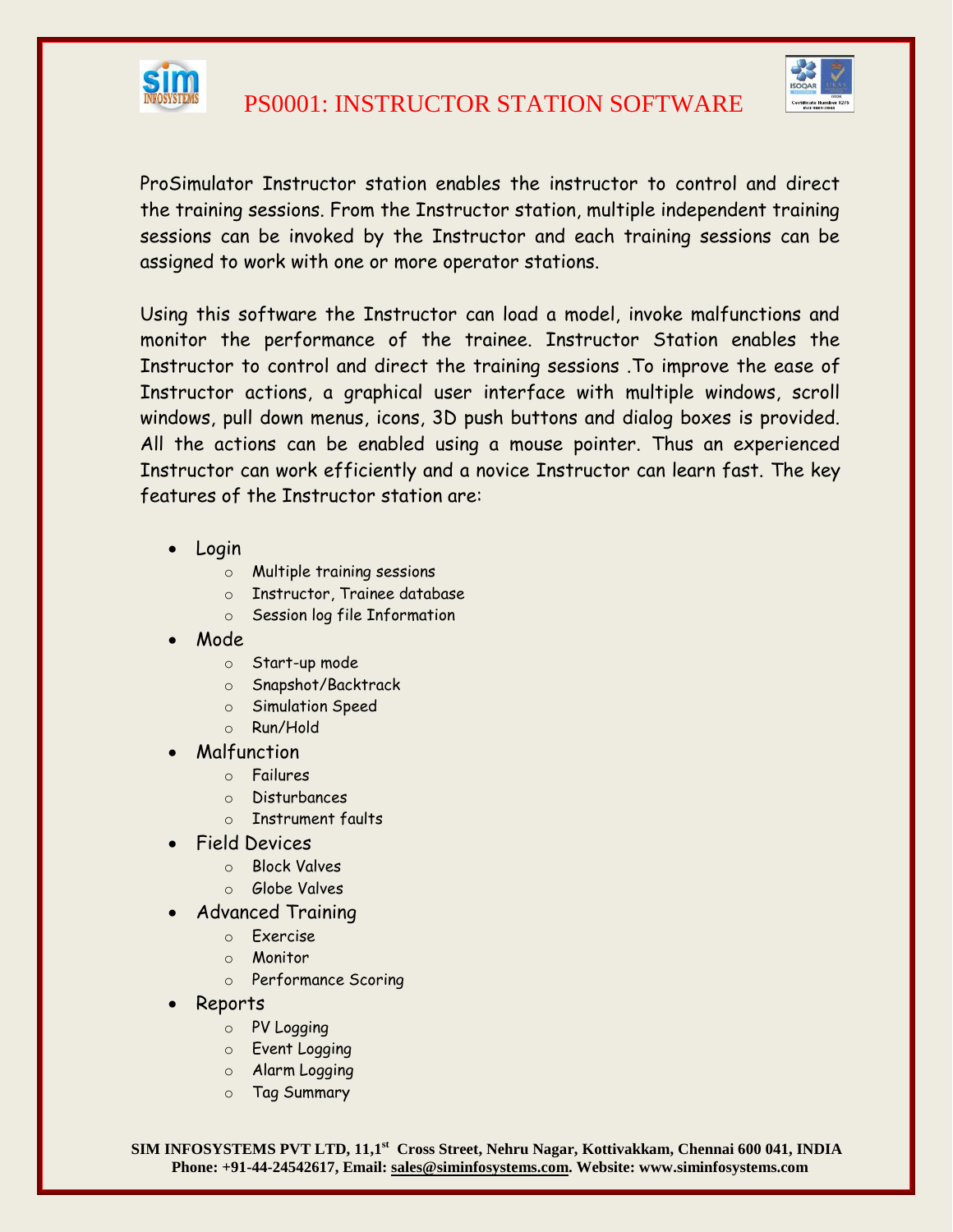# PS0001: INSTRUCTOR STATION SOFTWARE

ProSimulator Instructor station enables the instructor to control and direct the training sessions. From the Instructor station, multiple independent training sessions can be invoked by the Instructor and each training sessions can be assigned to work with one or more operator stations.

Using this software the Instructor can load a model, invoke malfunctions and monitor the performance of the trainee. Instructor Station enables the Instructor to control and direct the training sessions .To improve the ease of Instructor actions, a graphical user interface with multiple windows, scroll windows, pull down menus, icons, 3D push buttons and dialog boxes is provided. All the actions can be enabled using a mouse pointer. Thus an experienced Instructor can work efficiently and a novice Instructor can learn fast. The key features of the Instructor station are:

- Login
  - Multiple training sessions
  - Instructor, Trainee database
  - Session log file Information
- Mode
  - Start-up mode
  - Snapshot/Backtrack
  - Simulation Speed
  - Run/Hold
- Malfunction
  - Failures
  - Disturbances
  - Instrument faults
- Field Devices
  - Block Valves
  - Globe Valves
- Advanced Training
  - Exercise
  - Monitor
  - Performance Scoring
- Reports
  - PV Logging
  - Event Logging
  - Alarm Logging
  - Tag Summary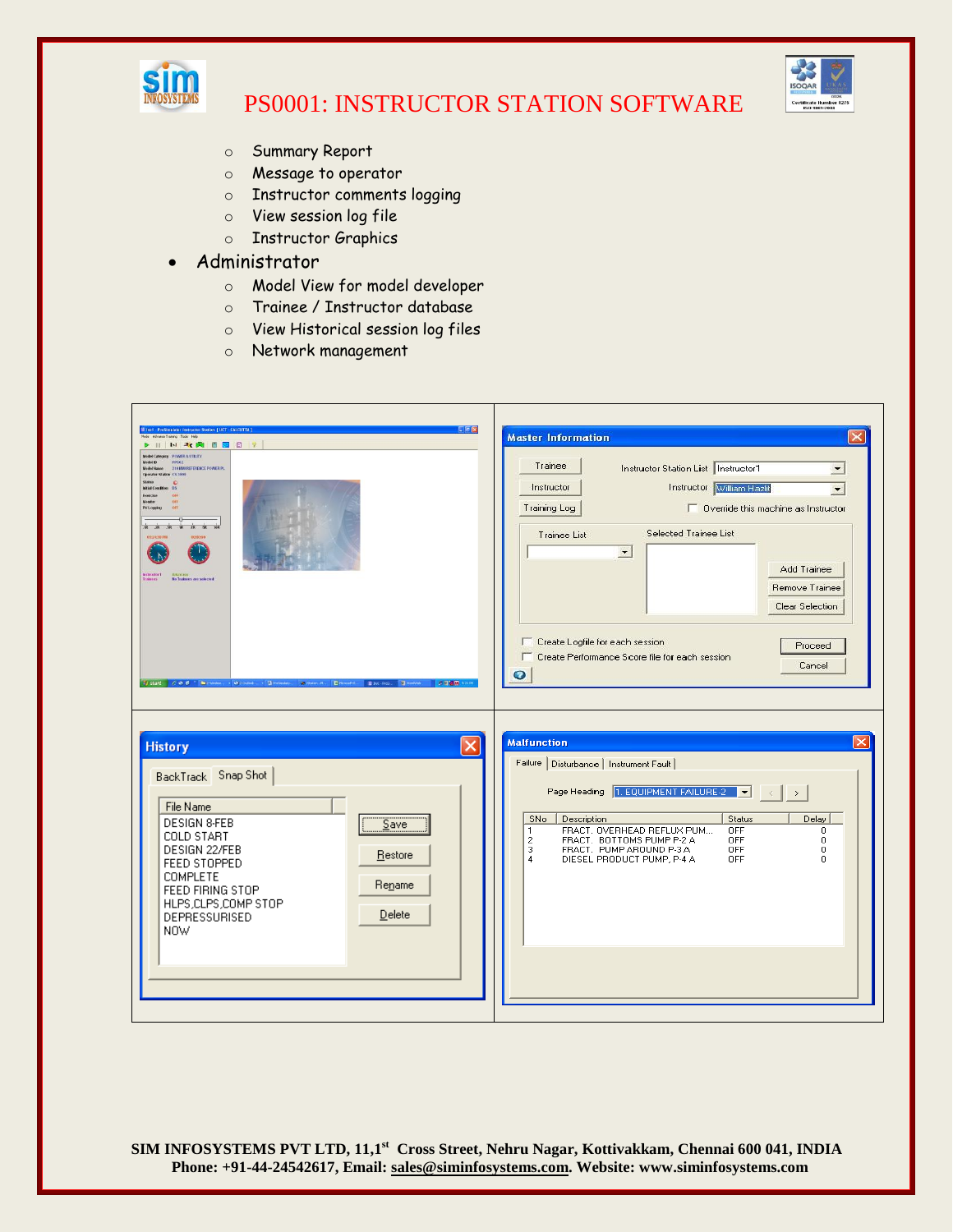# PS0001: INSTRUCTOR STATION SOFTWARE

- Summary Report
- Message to operator
- Instructor comments logging
- View session log file
- Instructor Graphics

- Administrator
  - Model View for model developer
  - Trainee / Instructor database
  - View Historical session log files
  - Network management

SIM INFOSYSTEMS PVT LTD, 11,1st Cross Street, Nehru Nagar, Kottivakkam, Chennai 600 041, INDIA
Phone: +91-44-24542617, Email: sales@siminfosystems.com. Website: www.siminfosystems.com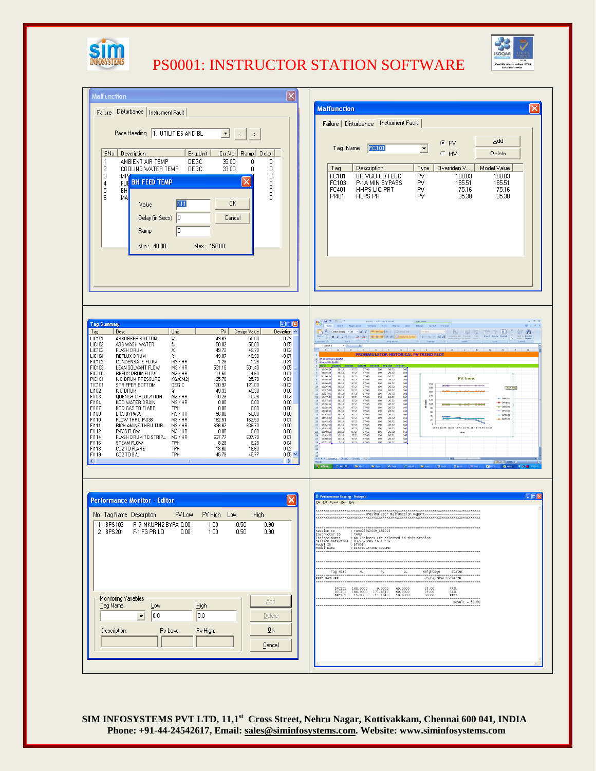# PS0001: INSTRUCTOR STATION SOFTWARE

**Malfunction**

Failure | Disturbance | Instrument Fault

Page Heading: 1. UTILITIES AND BL

| SNo | Description | Eng Unit | Cur Val | Ramp | Delay |
|---|---|---|---|---|---|
| 1 | AMBIENT AIR TEMP | DEGC | 35.00 | 0 | 0 |
| 2 | COOLING WATER TEMP | DEGC | 33.00 | 0 | 0 |
| 3 | MP | | | | 0 |
| 4 | FU | | | | 0 |
| 5 | BH | | | | 0 |
| 6 | MA | | | | 0 |

**BH FEED TEMP**

Value: 111 — OK
Delay (in Secs): 0 — Cancel
Ramp: 0
Min: 40.00 Max: 150.00

**Malfunction**

Failure | Disturbance | Instrument Fault

Tag Name: FC101 — PV / MV — Add — Delete

| Tag | Description | Type | Overriden V... | Model Value |
|---|---|---|---|---|
| FC101 | BH VGO CD FEED | PV | 180.83 | 180.83 |
| FC103 | P-1A MIN BYPASS | PV | 185.51 | 185.51 |
| FC401 | HHPS LIQ PRT | PV | 75.16 | 75.16 |
| PI401 | HLPS PR | PV | 35.38 | 35.38 |

**Tag Summary**

| Tag | Desc | Unit | PV | Design Value | Deviation |
|---|---|---|---|---|---|
| LIC101 | ABSORBER BOTTOM | % | 49.63 | 50.00 | -0.73 |
| LIC102 | ABS WASH WATER | % | 50.02 | 50.00 | 0.05 |
| LIC103 | FLASH DRUM | % | 49.72 | 49.70 | 0.03 |
| LIC104 | REFLUX DRUM | % | 49.87 | 49.90 | -0.07 |
| FIC102 | CONDENSATE FLOW | M3 / HR | 1.28 | 1.28 | -0.21 |
| FIC103 | LEAN SOLVANT FLOW | M3 / HR | 531.16 | 531.40 | -0.05 |
| FIC105 | REFLX DRUM FLOW | M3 / HR | 14.60 | 14.60 | 0.01 |
| PIC101 | K.O DRUM PRESSURE | KG/CM2] | 25.70 | 25.70 | 0.01 |
| TIC101 | STRIPPER BOTTOM | DEG C | 120.97 | 121.00 | -0.02 |
| LI102 | K.O DRUM | % | 49.33 | 49.30 | 0.06 |
| FI103 | QUENCH CIRCULATION | M3 / HR | 10.28 | 10.28 | 0.03 |
| FI104 | KOD WATER DRAIN | M3 / HR | 0.00 | 0.00 | 0.00 |
| FI107 | KOD GAS TO FLARE | TPH | 0.00 | 0.00 | 0.00 |
| FI108 | E-03 BYPASS | M3 / HR | 56.80 | 56.80 | 0.00 |
| FI110 | FLOW THRU P-038 | M3 / HR | 162.51 | 162.50 | 0.01 |
| FI111 | RICH AMINE THRU TUR... | M3 / HR | 636.67 | 636.70 | -0.00 |
| FI112 | P-03S FLOW | M3 / HR | 0.00 | 0.00 | 0.00 |
| FI114 | FLASH DRUM TO STRIP... | M3 / HR | 637.77 | 637.70 | 0.01 |
| FI116 | STEAM FLOW | TPH | 8.28 | 8.28 | 0.04 |
| FI118 | CO2 TO FLARE | TPH | 18.60 | 18.60 | 0.02 |
| FI119 | CO2 TO B/L | TPH | 45.79 | 45.77 | 0.05 |

PROSIMULATOR HISTORICAL PV TREND PLOT

PV Trend

**Performance Monitor - Editor**

| No | Tag Name | Description | PV Low | PV High | Low | High |
|---|---|---|---|---|---|---|
| 1 | BPS103 | R G MKUPH2 BYPA | 0.00 | 1.00 | 0.50 | 0.90 |
| 2 | BPS201 | F-1 FG PR LO | 0.00 | 1.00 | 0.50 | 0.90 |

Monitoring Variables — Tag Name: Low: 0.0 High: 0.0 — Description: Pv Low: Pv High: — Add / Delete / Ok / Cancel

**Performance Scoring - Notepad**

```
---------------------Prosimulator Malfunction Report---------------------

Session ID      : TAMU03202009_161005
Instructor ID   : TAMU
Trainee Names   : No Trainees are selected in this Session
Session Date/Time : 03/20/2009 16:10:05
Model ID        : DT002
Model Name      : DISTILLATION COLUMN

Tag Name        HL        PL        LL        Weightage    Status
FEED FAILURE                                  20/03/2009 16:14:28

DTC101   100.0000    0.0000   60.0000   25.00   FAIL
DTC101   100.0000  171.6331   60.0000   25.00   FAIL
DPC101    15.0000   11.1540   10.0000   50.00   PASS

                                              Result = 50.00
```

**SIM INFOSYSTEMS PVT LTD, 11,1st Cross Street, Nehru Nagar, Kottivakkam, Chennai 600 041, INDIA**
**Phone: +91-44-24542617, Email: sales@siminfosystems.com. Website: www.siminfosystems.com**